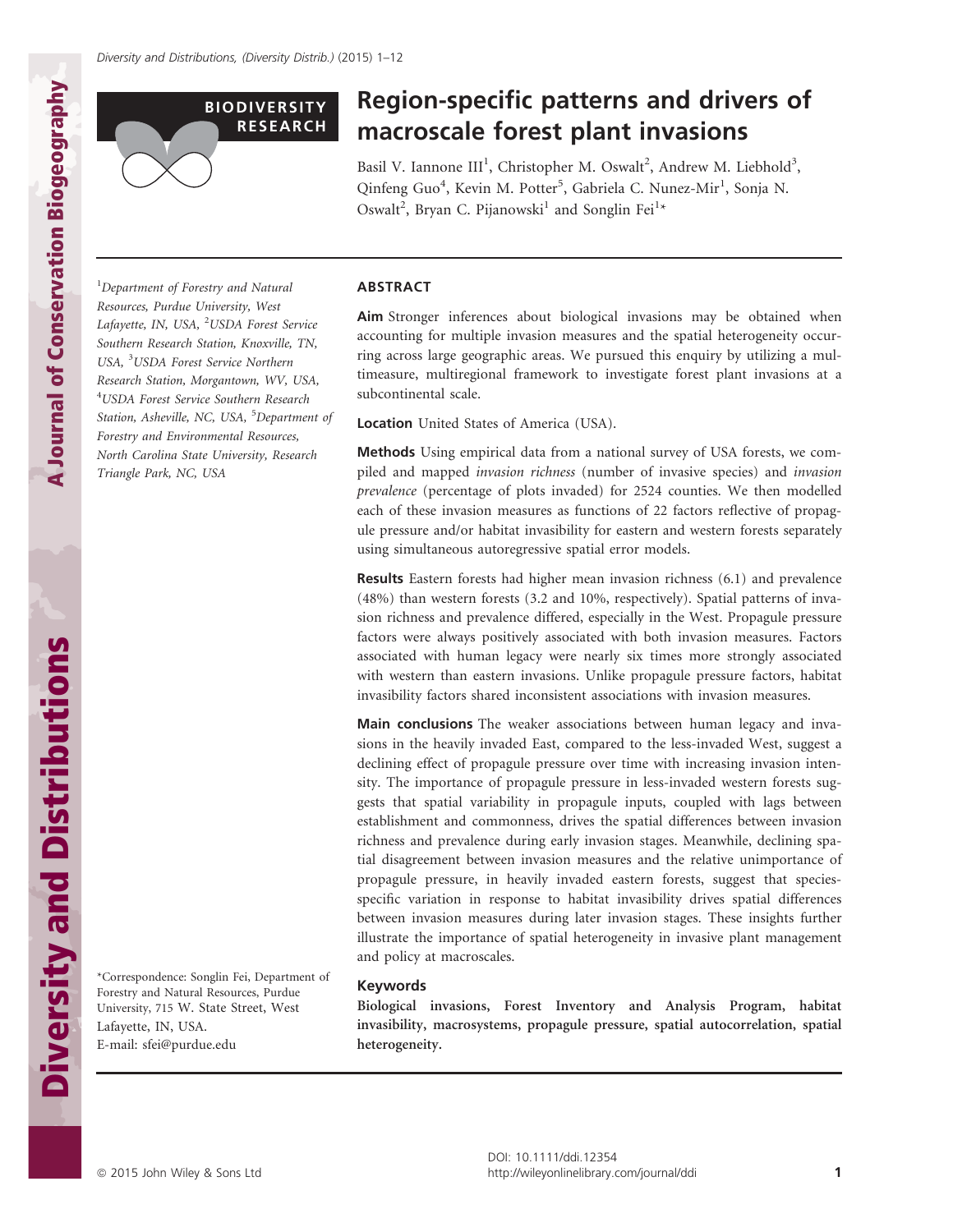BIODIVERSITY RESEARCH

# Region-specific patterns and drivers of macroscale forest plant invasions

Basil V. Iannone III[1], Christopher M. Oswalt[2], Andrew M. Liebhold[3], Qinfeng Guo[4], Kevin M. Potter[5], Gabriela C. Nunez-Mir[1], Sonja N. Oswalt[2], Bryan C. Pijanowski[1] and Songlin Fei[1*]

[1]Department of Forestry and Natural Resources, Purdue University, West Lafayette, IN, USA, [2]USDA Forest Service Southern Research Station, Knoxville, TN, USA, [3]USDA Forest Service Northern Research Station, Morgantown, WV, USA, [4]USDA Forest Service Southern Research Station, Asheville, NC, USA, [5]Department of Forestry and Environmental Resources, North Carolina State University, Research Triangle Park, NC, USA

*Correspondence: Songlin Fei, Department of Forestry and Natural Resources, Purdue University, 715 W. State Street, West Lafayette, IN, USA.
E-mail: sfei@purdue.edu

## ABSTRACT

**Aim** Stronger inferences about biological invasions may be obtained when accounting for multiple invasion measures and the spatial heterogeneity occurring across large geographic areas. We pursued this enquiry by utilizing a multimeasure, multiregional framework to investigate forest plant invasions at a subcontinental scale.

**Location** United States of America (USA).

**Methods** Using empirical data from a national survey of USA forests, we compiled and mapped *invasion richness* (number of invasive species) and *invasion prevalence* (percentage of plots invaded) for 2524 counties. We then modelled each of these invasion measures as functions of 22 factors reflective of propagule pressure and/or habitat invasibility for eastern and western forests separately using simultaneous autoregressive spatial error models.

**Results** Eastern forests had higher mean invasion richness (6.1) and prevalence (48%) than western forests (3.2 and 10%, respectively). Spatial patterns of invasion richness and prevalence differed, especially in the West. Propagule pressure factors were always positively associated with both invasion measures. Factors associated with human legacy were nearly six times more strongly associated with western than eastern invasions. Unlike propagule pressure factors, habitat invasibility factors shared inconsistent associations with invasion measures.

**Main conclusions** The weaker associations between human legacy and invasions in the heavily invaded East, compared to the less-invaded West, suggest a declining effect of propagule pressure over time with increasing invasion intensity. The importance of propagule pressure in less-invaded western forests suggests that spatial variability in propagule inputs, coupled with lags between establishment and commonness, drives the spatial differences between invasion richness and prevalence during early invasion stages. Meanwhile, declining spatial disagreement between invasion measures and the relative unimportance of propagule pressure, in heavily invaded eastern forests, suggest that species-specific variation in response to habitat invasibility drives spatial differences between invasion measures during later invasion stages. These insights further illustrate the importance of spatial heterogeneity in invasive plant management and policy at macroscales.

### Keywords

**Biological invasions, Forest Inventory and Analysis Program, habitat invasibility, macrosystems, propagule pressure, spatial autocorrelation, spatial heterogeneity.**

DOI: 10.1111/ddi.12354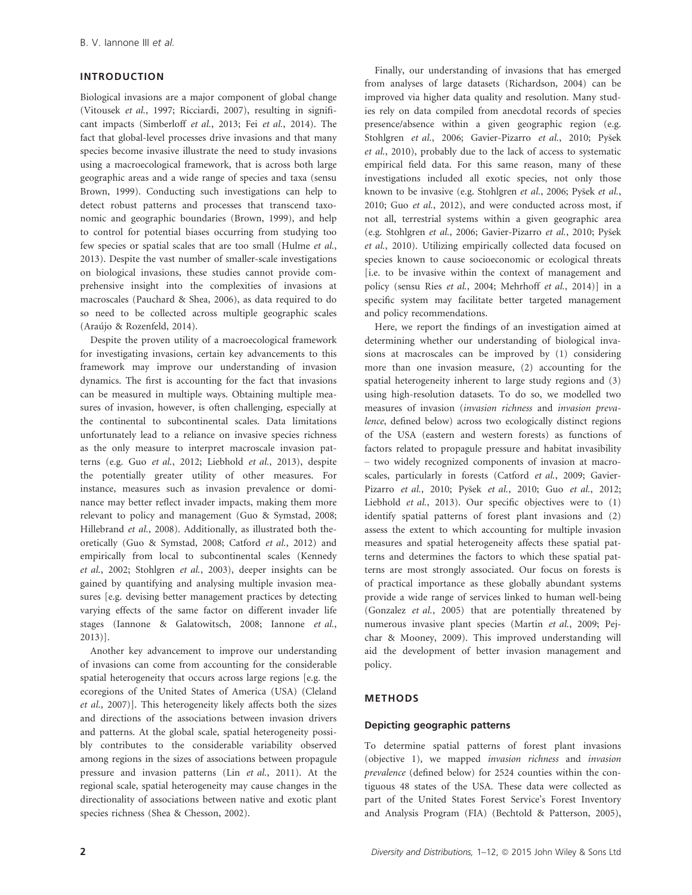## INTRODUCTION

Biological invasions are a major component of global change (Vitousek *et al.*, 1997; Ricciardi, 2007), resulting in significant impacts (Simberloff *et al.*, 2013; Fei *et al.*, 2014). The fact that global-level processes drive invasions and that many species become invasive illustrate the need to study invasions using a macroecological framework, that is across both large geographic areas and a wide range of species and taxa (sensu Brown, 1999). Conducting such investigations can help to detect robust patterns and processes that transcend taxonomic and geographic boundaries (Brown, 1999), and help to control for potential biases occurring from studying too few species or spatial scales that are too small (Hulme *et al.*, 2013). Despite the vast number of smaller-scale investigations on biological invasions, these studies cannot provide comprehensive insight into the complexities of invasions at macroscales (Pauchard & Shea, 2006), as data required to do so need to be collected across multiple geographic scales (Araújo & Rozenfeld, 2014).

Despite the proven utility of a macroecological framework for investigating invasions, certain key advancements to this framework may improve our understanding of invasion dynamics. The first is accounting for the fact that invasions can be measured in multiple ways. Obtaining multiple measures of invasion, however, is often challenging, especially at the continental to subcontinental scales. Data limitations unfortunately lead to a reliance on invasive species richness as the only measure to interpret macroscale invasion patterns (e.g. Guo *et al.*, 2012; Liebhold *et al.*, 2013), despite the potentially greater utility of other measures. For instance, measures such as invasion prevalence or dominance may better reflect invader impacts, making them more relevant to policy and management (Guo & Symstad, 2008; Hillebrand *et al.*, 2008). Additionally, as illustrated both theoretically (Guo & Symstad, 2008; Catford *et al.*, 2012) and empirically from local to subcontinental scales (Kennedy *et al.*, 2002; Stohlgren *et al.*, 2003), deeper insights can be gained by quantifying and analysing multiple invasion measures [e.g. devising better management practices by detecting varying effects of the same factor on different invader life stages (Iannone & Galatowitsch, 2008; Iannone *et al.*, 2013)].

Another key advancement to improve our understanding of invasions can come from accounting for the considerable spatial heterogeneity that occurs across large regions [e.g. the ecoregions of the United States of America (USA) (Cleland *et al.*, 2007)]. This heterogeneity likely affects both the sizes and directions of the associations between invasion drivers and patterns. At the global scale, spatial heterogeneity possibly contributes to the considerable variability observed among regions in the sizes of associations between propagule pressure and invasion patterns (Lin *et al.*, 2011). At the regional scale, spatial heterogeneity may cause changes in the directionality of associations between native and exotic plant species richness (Shea & Chesson, 2002).

Finally, our understanding of invasions that has emerged from analyses of large datasets (Richardson, 2004) can be improved via higher data quality and resolution. Many studies rely on data compiled from anecdotal records of species presence/absence within a given geographic region (e.g. Stohlgren *et al.*, 2006; Gavier-Pizarro *et al.*, 2010; Pyšek *et al.*, 2010), probably due to the lack of access to systematic empirical field data. For this same reason, many of these investigations included all exotic species, not only those known to be invasive (e.g. Stohlgren *et al.*, 2006; Pyšek *et al.*, 2010; Guo *et al.*, 2012), and were conducted across most, if not all, terrestrial systems within a given geographic area (e.g. Stohlgren *et al.*, 2006; Gavier-Pizarro *et al.*, 2010; Pyšek *et al.*, 2010). Utilizing empirically collected data focused on species known to cause socioeconomic or ecological threats [i.e. to be invasive within the context of management and policy (sensu Ries *et al.*, 2004; Mehrhoff *et al.*, 2014)] in a specific system may facilitate better targeted management and policy recommendations.

Here, we report the findings of an investigation aimed at determining whether our understanding of biological invasions at macroscales can be improved by (1) considering more than one invasion measure, (2) accounting for the spatial heterogeneity inherent to large study regions and (3) using high-resolution datasets. To do so, we modelled two measures of invasion (*invasion richness* and *invasion prevalence*, defined below) across two ecologically distinct regions of the USA (eastern and western forests) as functions of factors related to propagule pressure and habitat invasibility – two widely recognized components of invasion at macroscales, particularly in forests (Catford *et al.*, 2009; Gavier-Pizarro *et al.*, 2010; Pyšek *et al.*, 2010; Guo *et al.*, 2012; Liebhold *et al.*, 2013). Our specific objectives were to (1) identify spatial patterns of forest plant invasions and (2) assess the extent to which accounting for multiple invasion measures and spatial heterogeneity affects these spatial patterns and determines the factors to which these spatial patterns are most strongly associated. Our focus on forests is of practical importance as these globally abundant systems provide a wide range of services linked to human well-being (Gonzalez *et al.*, 2005) that are potentially threatened by numerous invasive plant species (Martin *et al.*, 2009; Pejchar & Mooney, 2009). This improved understanding will aid the development of better invasion management and policy.

## METHODS

### Depicting geographic patterns

To determine spatial patterns of forest plant invasions (objective 1), we mapped *invasion richness* and *invasion prevalence* (defined below) for 2524 counties within the contiguous 48 states of the USA. These data were collected as part of the United States Forest Service's Forest Inventory and Analysis Program (FIA) (Bechtold & Patterson, 2005),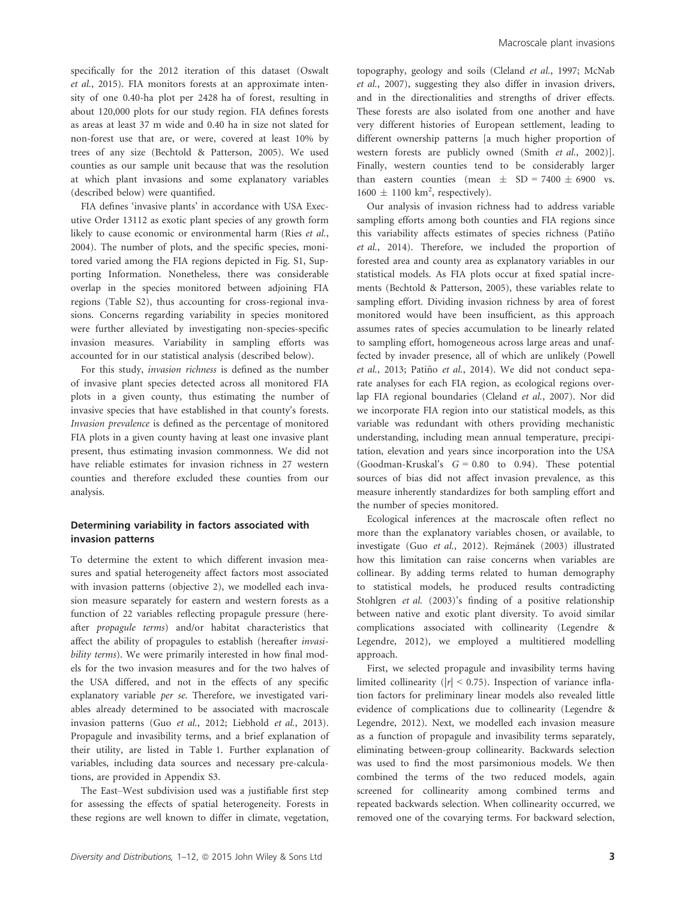specifically for the 2012 iteration of this dataset (Oswalt *et al.*, 2015). FIA monitors forests at an approximate intensity of one 0.40-ha plot per 2428 ha of forest, resulting in about 120,000 plots for our study region. FIA defines forests as areas at least 37 m wide and 0.40 ha in size not slated for non-forest use that are, or were, covered at least 10% by trees of any size (Bechtold & Patterson, 2005). We used counties as our sample unit because that was the resolution at which plant invasions and some explanatory variables (described below) were quantified.

FIA defines 'invasive plants' in accordance with USA Executive Order 13112 as exotic plant species of any growth form likely to cause economic or environmental harm (Ries *et al.*, 2004). The number of plots, and the specific species, monitored varied among the FIA regions depicted in Fig. S1, Supporting Information. Nonetheless, there was considerable overlap in the species monitored between adjoining FIA regions (Table S2), thus accounting for cross-regional invasions. Concerns regarding variability in species monitored were further alleviated by investigating non-species-specific invasion measures. Variability in sampling efforts was accounted for in our statistical analysis (described below).

For this study, *invasion richness* is defined as the number of invasive plant species detected across all monitored FIA plots in a given county, thus estimating the number of invasive species that have established in that county's forests. *Invasion prevalence* is defined as the percentage of monitored FIA plots in a given county having at least one invasive plant present, thus estimating invasion commonness. We did not have reliable estimates for invasion richness in 27 western counties and therefore excluded these counties from our analysis.

### Determining variability in factors associated with invasion patterns

To determine the extent to which different invasion measures and spatial heterogeneity affect factors most associated with invasion patterns (objective 2), we modelled each invasion measure separately for eastern and western forests as a function of 22 variables reflecting propagule pressure (hereafter *propagule terms*) and/or habitat characteristics that affect the ability of propagules to establish (hereafter *invasibility terms*). We were primarily interested in how final models for the two invasion measures and for the two halves of the USA differed, and not in the effects of any specific explanatory variable *per se*. Therefore, we investigated variables already determined to be associated with macroscale invasion patterns (Guo *et al.*, 2012; Liebhold *et al.*, 2013). Propagule and invasibility terms, and a brief explanation of their utility, are listed in Table 1. Further explanation of variables, including data sources and necessary pre-calculations, are provided in Appendix S3.

The East–West subdivision used was a justifiable first step for assessing the effects of spatial heterogeneity. Forests in these regions are well known to differ in climate, vegetation, topography, geology and soils (Cleland *et al.*, 1997; McNab *et al.*, 2007), suggesting they also differ in invasion drivers, and in the directionalities and strengths of driver effects. These forests are also isolated from one another and have very different histories of European settlement, leading to different ownership patterns [a much higher proportion of western forests are publicly owned (Smith *et al.*, 2002)]. Finally, western counties tend to be considerably larger than eastern counties (mean $\pm$ SD = 7400 $\pm$ 6900 vs. 1600 $\pm$ 1100 km$^2$, respectively).

Our analysis of invasion richness had to address variable sampling efforts among both counties and FIA regions since this variability affects estimates of species richness (Patiño *et al.*, 2014). Therefore, we included the proportion of forested area and county area as explanatory variables in our statistical models. As FIA plots occur at fixed spatial increments (Bechtold & Patterson, 2005), these variables relate to sampling effort. Dividing invasion richness by area of forest monitored would have been insufficient, as this approach assumes rates of species accumulation to be linearly related to sampling effort, homogeneous across large areas and unaffected by invader presence, all of which are unlikely (Powell *et al.*, 2013; Patiño *et al.*, 2014). We did not conduct separate analyses for each FIA region, as ecological regions overlap FIA regional boundaries (Cleland *et al.*, 2007). Nor did we incorporate FIA region into our statistical models, as this variable was redundant with others providing mechanistic understanding, including mean annual temperature, precipitation, elevation and years since incorporation into the USA (Goodman-Kruskal's $G = 0.80$ to 0.94). These potential sources of bias did not affect invasion prevalence, as this measure inherently standardizes for both sampling effort and the number of species monitored.

Ecological inferences at the macroscale often reflect no more than the explanatory variables chosen, or available, to investigate (Guo *et al.*, 2012). Rejmánek (2003) illustrated how this limitation can raise concerns when variables are collinear. By adding terms related to human demography to statistical models, he produced results contradicting Stohlgren *et al.* (2003)'s finding of a positive relationship between native and exotic plant diversity. To avoid similar complications associated with collinearity (Legendre & Legendre, 2012), we employed a multitiered modelling approach.

First, we selected propagule and invasibility terms having limited collinearity ($|r| < 0.75$). Inspection of variance inflation factors for preliminary linear models also revealed little evidence of complications due to collinearity (Legendre & Legendre, 2012). Next, we modelled each invasion measure as a function of propagule and invasibility terms separately, eliminating between-group collinearity. Backwards selection was used to find the most parsimonious models. We then combined the terms of the two reduced models, again screened for collinearity among combined terms and repeated backwards selection. When collinearity occurred, we removed one of the covarying terms. For backward selection,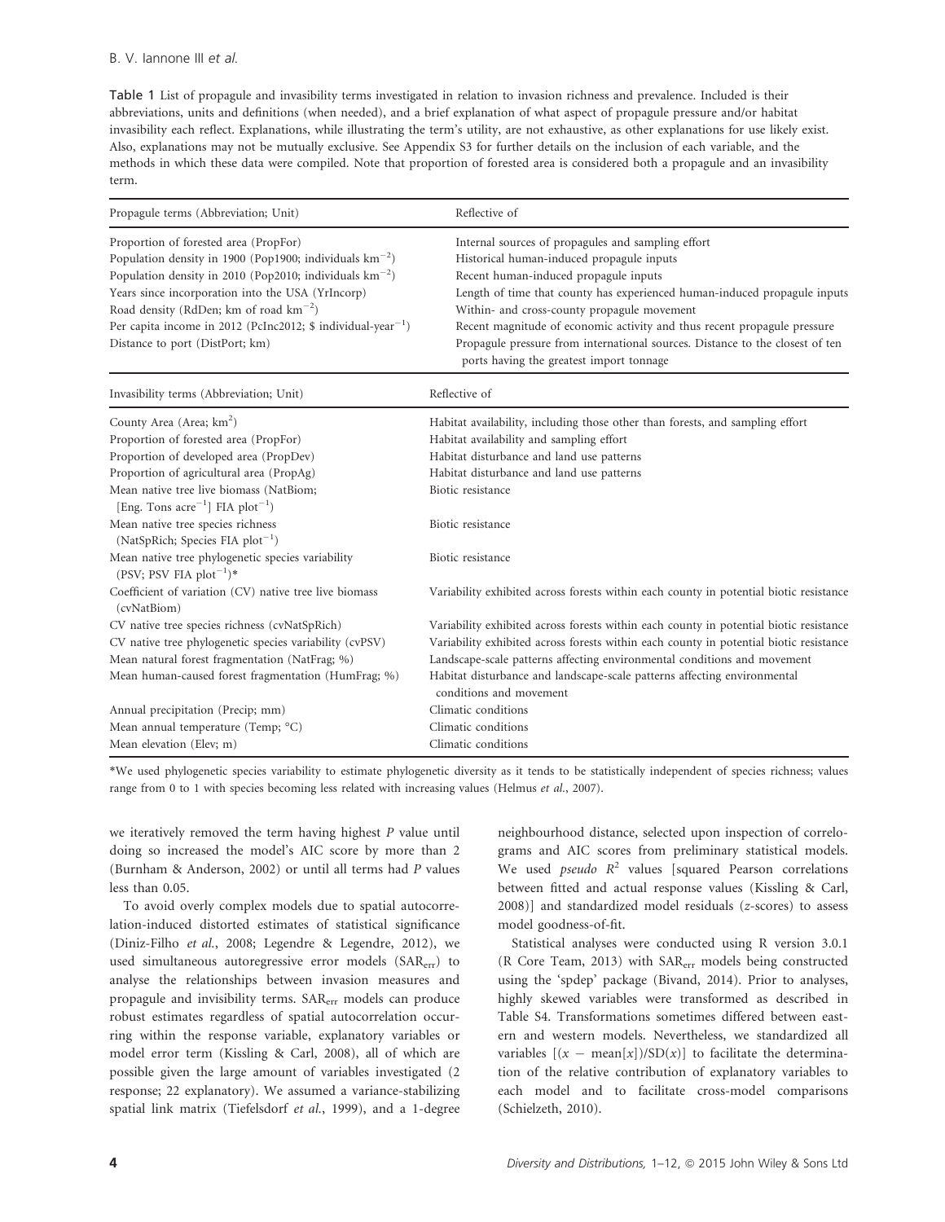Table 1 List of propagule and invasibility terms investigated in relation to invasion richness and prevalence. Included is their abbreviations, units and definitions (when needed), and a brief explanation of what aspect of propagule pressure and/or habitat invasibility each reflect. Explanations, while illustrating the term's utility, are not exhaustive, as other explanations for use likely exist. Also, explanations may not be mutually exclusive. See Appendix S3 for further details on the inclusion of each variable, and the methods in which these data were compiled. Note that proportion of forested area is considered both a propagule and an invasibility term.

| Propagule terms (Abbreviation; Unit) | Reflective of |
|---|---|
| Proportion of forested area (PropFor) | Internal sources of propagules and sampling effort |
| Population density in 1900 (Pop1900; individuals $km^{-2}$) | Historical human-induced propagule inputs |
| Population density in 2010 (Pop2010; individuals $km^{-2}$) | Recent human-induced propagule inputs |
| Years since incorporation into the USA (YrIncorp) | Length of time that county has experienced human-induced propagule inputs |
| Road density (RdDen; km of road $km^{-2}$) | Within- and cross-county propagule movement |
| Per capita income in 2012 (PcInc2012; \$ individual-$year^{-1}$) | Recent magnitude of economic activity and thus recent propagule pressure |
| Distance to port (DistPort; km) | Propagule pressure from international sources. Distance to the closest of ten ports having the greatest import tonnage |

| Invasibility terms (Abbreviation; Unit) | Reflective of |
|---|---|
| County Area (Area; $km^2$) | Habitat availability, including those other than forests, and sampling effort |
| Proportion of forested area (PropFor) | Habitat availability and sampling effort |
| Proportion of developed area (PropDev) | Habitat disturbance and land use patterns |
| Proportion of agricultural area (PropAg) | Habitat disturbance and land use patterns |
| Mean native tree live biomass (NatBiom; [Eng. Tons $acre^{-1}$] FIA $plot^{-1}$) | Biotic resistance |
| Mean native tree species richness (NatSpRich; Species FIA $plot^{-1}$) | Biotic resistance |
| Mean native tree phylogenetic species variability (PSV; PSV FIA $plot^{-1}$)* | Biotic resistance |
| Coefficient of variation (CV) native tree live biomass (cvNatBiom) | Variability exhibited across forests within each county in potential biotic resistance |
| CV native tree species richness (cvNatSpRich) | Variability exhibited across forests within each county in potential biotic resistance |
| CV native tree phylogenetic species variability (cvPSV) | Variability exhibited across forests within each county in potential biotic resistance |
| Mean natural forest fragmentation (NatFrag; %) | Landscape-scale patterns affecting environmental conditions and movement |
| Mean human-caused forest fragmentation (HumFrag; %) | Habitat disturbance and landscape-scale patterns affecting environmental conditions and movement |
| Annual precipitation (Precip; mm) | Climatic conditions |
| Mean annual temperature (Temp; °C) | Climatic conditions |
| Mean elevation (Elev; m) | Climatic conditions |

*We used phylogenetic species variability to estimate phylogenetic diversity as it tends to be statistically independent of species richness; values range from 0 to 1 with species becoming less related with increasing values (Helmus *et al.*, 2007).

we iteratively removed the term having highest *P* value until doing so increased the model's AIC score by more than 2 (Burnham & Anderson, 2002) or until all terms had *P* values less than 0.05.

To avoid overly complex models due to spatial autocorrelation-induced distorted estimates of statistical significance (Diniz-Filho *et al.*, 2008; Legendre & Legendre, 2012), we used simultaneous autoregressive error models ($SAR_{err}$) to analyse the relationships between invasion measures and propagule and invisibility terms. $SAR_{err}$ models can produce robust estimates regardless of spatial autocorrelation occurring within the response variable, explanatory variables or model error term (Kissling & Carl, 2008), all of which are possible given the large amount of variables investigated (2 response; 22 explanatory). We assumed a variance-stabilizing spatial link matrix (Tiefelsdorf *et al.*, 1999), and a 1-degree neighbourhood distance, selected upon inspection of correlograms and AIC scores from preliminary statistical models. We used *pseudo* $R^2$ values [squared Pearson correlations between fitted and actual response values (Kissling & Carl, 2008)] and standardized model residuals (*z*-scores) to assess model goodness-of-fit.

Statistical analyses were conducted using R version 3.0.1 (R Core Team, 2013) with $SAR_{err}$ models being constructed using the 'spdep' package (Bivand, 2014). Prior to analyses, highly skewed variables were transformed as described in Table S4. Transformations sometimes differed between eastern and western models. Nevertheless, we standardized all variables $[(x - \text{mean}[x])/\text{SD}(x)]$ to facilitate the determination of the relative contribution of explanatory variables to each model and to facilitate cross-model comparisons (Schielzeth, 2010).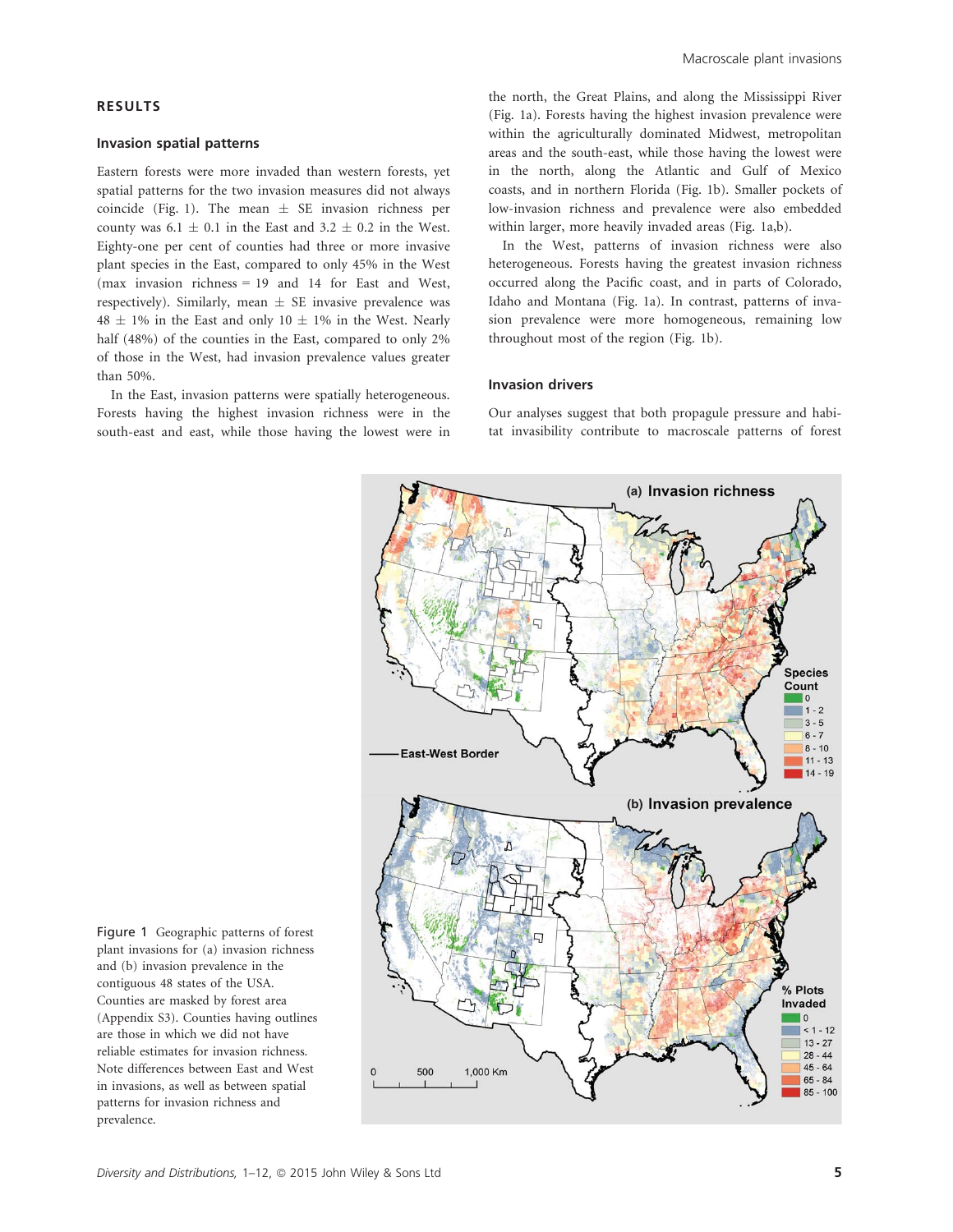## RESULTS

### Invasion spatial patterns

Eastern forests were more invaded than western forests, yet spatial patterns for the two invasion measures did not always coincide (Fig. 1). The mean ± SE invasion richness per county was 6.1 ± 0.1 in the East and 3.2 ± 0.2 in the West. Eighty-one per cent of counties had three or more invasive plant species in the East, compared to only 45% in the West (max invasion richness = 19 and 14 for East and West, respectively). Similarly, mean ± SE invasive prevalence was 48 ± 1% in the East and only 10 ± 1% in the West. Nearly half (48%) of the counties in the East, compared to only 2% of those in the West, had invasion prevalence values greater than 50%.

In the East, invasion patterns were spatially heterogeneous. Forests having the highest invasion richness were in the south-east and east, while those having the lowest were in the north, the Great Plains, and along the Mississippi River (Fig. 1a). Forests having the highest invasion prevalence were within the agriculturally dominated Midwest, metropolitan areas and the south-east, while those having the lowest were in the north, along the Atlantic and Gulf of Mexico coasts, and in northern Florida (Fig. 1b). Smaller pockets of low-invasion richness and prevalence were also embedded within larger, more heavily invaded areas (Fig. 1a,b).

In the West, patterns of invasion richness were also heterogeneous. Forests having the greatest invasion richness occurred along the Pacific coast, and in parts of Colorado, Idaho and Montana (Fig. 1a). In contrast, patterns of invasion prevalence were more homogeneous, remaining low throughout most of the region (Fig. 1b).

### Invasion drivers

Our analyses suggest that both propagule pressure and habitat invasibility contribute to macroscale patterns of forest

Figure 1 Geographic patterns of forest plant invasions for (a) invasion richness and (b) invasion prevalence in the contiguous 48 states of the USA. Counties are masked by forest area (Appendix S3). Counties having outlines are those in which we did not have reliable estimates for invasion richness. Note differences between East and West in invasions, as well as between spatial patterns for invasion richness and prevalence.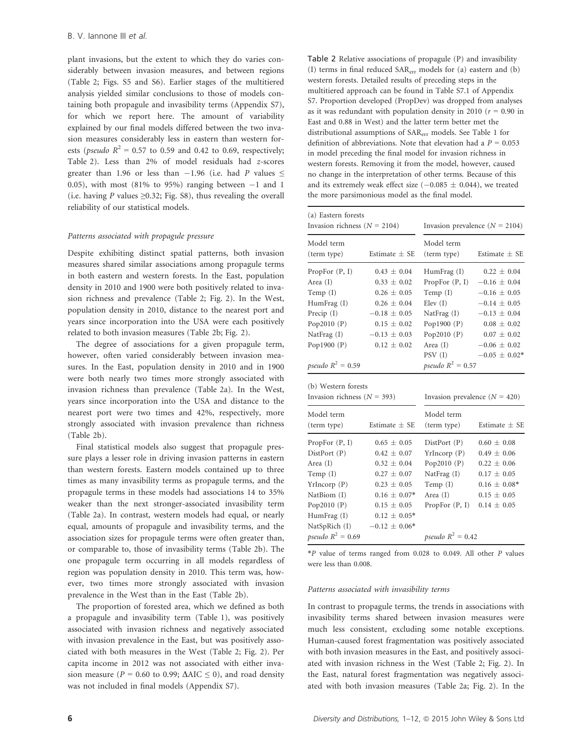plant invasions, but the extent to which they do varies considerably between invasion measures, and between regions (Table 2; Figs. S5 and S6). Earlier stages of the multitiered analysis yielded similar conclusions to those of models containing both propagule and invasibility terms (Appendix S7), for which we report here. The amount of variability explained by our final models differed between the two invasion measures considerably less in eastern than western forests (*pseudo* $R^2$ = 0.57 to 0.59 and 0.42 to 0.69, respectively; Table 2). Less than 2% of model residuals had *z*-scores greater than 1.96 or less than −1.96 (i.e. had *P* values ≤ 0.05), with most (81% to 95%) ranging between −1 and 1 (i.e. having *P* values ≥0.32; Fig. S8), thus revealing the overall reliability of our statistical models.

### *Patterns associated with propagule pressure*

Despite exhibiting distinct spatial patterns, both invasion measures shared similar associations among propagule terms in both eastern and western forests. In the East, population density in 2010 and 1900 were both positively related to invasion richness and prevalence (Table 2; Fig. 2). In the West, population density in 2010, distance to the nearest port and years since incorporation into the USA were each positively related to both invasion measures (Table 2b; Fig. 2).

The degree of associations for a given propagule term, however, often varied considerably between invasion measures. In the East, population density in 2010 and in 1900 were both nearly two times more strongly associated with invasion richness than prevalence (Table 2a). In the West, years since incorporation into the USA and distance to the nearest port were two times and 42%, respectively, more strongly associated with invasion prevalence than richness (Table 2b).

Final statistical models also suggest that propagule pressure plays a lesser role in driving invasion patterns in eastern than western forests. Eastern models contained up to three times as many invasibility terms as propagule terms, and the propagule terms in these models had associations 14 to 35% weaker than the next stronger-associated invasibility term (Table 2a). In contrast, western models had equal, or nearly equal, amounts of propagule and invasibility terms, and the association sizes for propagule terms were often greater than, or comparable to, those of invasibility terms (Table 2b). The one propagule term occurring in all models regardless of region was population density in 2010. This term was, however, two times more strongly associated with invasion prevalence in the West than in the East (Table 2b).

The proportion of forested area, which we defined as both a propagule and invasibility term (Table 1), was positively associated with invasion richness and negatively associated with invasion prevalence in the East, but was positively associated with both measures in the West (Table 2; Fig. 2). Per capita income in 2012 was not associated with either invasion measure (*P* = 0.60 to 0.99; ΔAIC ≤ 0), and road density was not included in final models (Appendix S7).

**Table 2** Relative associations of propagule (P) and invasibility (I) terms in final reduced $SAR_{err}$ models for (a) eastern and (b) western forests. Detailed results of preceding steps in the multitiered approach can be found in Table S7.1 of Appendix S7. Proportion developed (PropDev) was dropped from analyses as it was redundant with population density in 2010 (*r* = 0.90 in East and 0.88 in West) and the latter term better met the distributional assumptions of $SAR_{err}$ models. See Table 1 for definition of abbreviations. Note that elevation had a *P* = 0.053 in model preceding the final model for invasion richness in western forests. Removing it from the model, however, caused no change in the interpretation of other terms. Because of this and its extremely weak effect size (−0.085 ± 0.044), we treated the more parsimonious model as the final model.

(a) Eastern forests

| Invasion richness (*N* = 2104) | | Invasion prevalence (*N* = 2104) | |
|---|---|---|---|
| Model term (term type) | Estimate ± SE | Model term (term type) | Estimate ± SE |
| PropFor (P, I) | 0.43 ± 0.04 | HumFrag (I) | 0.22 ± 0.04 |
| Area (I) | 0.33 ± 0.02 | PropFor (P, I) | −0.16 ± 0.04 |
| Temp (I) | 0.26 ± 0.05 | Temp (I) | −0.16 ± 0.05 |
| HumFrag (I) | 0.26 ± 0.04 | Elev (I) | −0.14 ± 0.05 |
| Precip (I) | −0.18 ± 0.05 | NatFrag (I) | −0.13 ± 0.04 |
| Pop2010 (P) | 0.15 ± 0.02 | Pop1900 (P) | 0.08 ± 0.02 |
| NatFrag (I) | −0.13 ± 0.03 | Pop2010 (P) | 0.07 ± 0.02 |
| Pop1900 (P) | 0.12 ± 0.02 | Area (I) | −0.06 ± 0.02 |
| | | PSV (I) | −0.05 ± 0.02* |
| *pseudo* $R^2$ = 0.59 | | *pseudo* $R^2$ = 0.57 | |

(b) Western forests

| Invasion richness (*N* = 393) | | Invasion prevalence (*N* = 420) | |
|---|---|---|---|
| Model term (term type) | Estimate ± SE | Model term (term type) | Estimate ± SE |
| PropFor (P, I) | 0.65 ± 0.05 | DistPort (P) | 0.60 ± 0.08 |
| DistPort (P) | 0.42 ± 0.07 | YrIncorp (P) | 0.49 ± 0.06 |
| Area (I) | 0.32 ± 0.04 | Pop2010 (P) | 0.22 ± 0.06 |
| Temp (I) | 0.27 ± 0.07 | NatFrag (I) | 0.17 ± 0.05 |
| YrIncorp (P) | 0.23 ± 0.05 | Temp (I) | 0.16 ± 0.08* |
| NatBiom (I) | 0.16 ± 0.07* | Area (I) | 0.15 ± 0.05 |
| Pop2010 (P) | 0.15 ± 0.05 | PropFor (P, I) | 0.14 ± 0.05 |
| HumFrag (I) | 0.12 ± 0.05* | | |
| NatSpRich (I) | −0.12 ± 0.06* | | |
| *pseudo* $R^2$ = 0.69 | | *pseudo* $R^2$ = 0.42 | |

**P* value of terms ranged from 0.028 to 0.049. All other *P* values were less than 0.008.

### *Patterns associated with invasibility terms*

In contrast to propagule terms, the trends in associations with invasibility terms shared between invasion measures were much less consistent, excluding some notable exceptions. Human-caused forest fragmentation was positively associated with both invasion measures in the East, and positively associated with invasion richness in the West (Table 2; Fig. 2). In the East, natural forest fragmentation was negatively associated with both invasion measures (Table 2a; Fig. 2). In the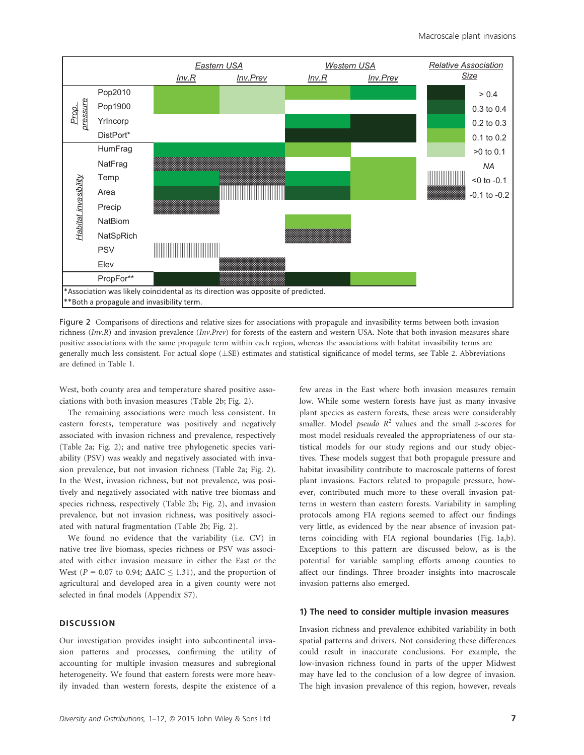| | | Eastern USA | | Western USA | |
|---|---|---|---|---|---|
| | | *Inv.R* | *Inv.Prev* | *Inv.R* | *Inv.Prev* |
| *Prop. pressure* | Pop2010 | 0.1 to 0.2 | >0 to 0.1 | 0.1 to 0.2 | 0.2 to 0.3 |
| | Pop1900 | 0.1 to 0.2 | >0 to 0.1 | | |
| | YrIncorp | | | 0.2 to 0.3 | > 0.4 |
| | DistPort* | | | > 0.4 | > 0.4 |
| *Habitat invasibility* | HumFrag | 0.2 to 0.3 | 0.2 to 0.3 | 0.1 to 0.2 | |
| | NatFrag | -0.1 to -0.2 | -0.1 to -0.2 | | 0.1 to 0.2 |
| | Temp | 0.2 to 0.3 | -0.1 to -0.2 | 0.2 to 0.3 | 0.1 to 0.2 |
| | Area | 0.3 to 0.4 | <0 to -0.1 | 0.3 to 0.4 | 0.1 to 0.2 |
| | Precip | -0.1 to -0.2 | | | |
| | NatBiom | | | 0.1 to 0.2 | |
| | NatSpRich | | | -0.1 to -0.2 | |
| | PSV | <0 to -0.1 | | | |
| | Elev | | -0.1 to -0.2 | | |
| | PropFor** | > 0.4 | -0.1 to -0.2 | > 0.4 | 0.1 to 0.2 |

Relative Association Size: > 0.4; 0.3 to 0.4; 0.2 to 0.3; 0.1 to 0.2; >0 to 0.1; *NA* (blank); <0 to -0.1; -0.1 to -0.2

*Association was likely coincidental as its direction was opposite of predicted.
**Both a propagule and invasibility term.

Figure 2 Comparisons of directions and relative sizes for associations with propagule and invasibility terms between both invasion richness (*Inv.R*) and invasion prevalence (*Inv.Prev*) for forests of the eastern and western USA. Note that both invasion measures share positive associations with the same propagule term within each region, whereas the associations with habitat invasibility terms are generally much less consistent. For actual slope (±SE) estimates and statistical significance of model terms, see Table 2. Abbreviations are defined in Table 1.

West, both county area and temperature shared positive associations with both invasion measures (Table 2b; Fig. 2).

The remaining associations were much less consistent. In eastern forests, temperature was positively and negatively associated with invasion richness and prevalence, respectively (Table 2a; Fig. 2); and native tree phylogenetic species variability (PSV) was weakly and negatively associated with invasion prevalence, but not invasion richness (Table 2a; Fig. 2). In the West, invasion richness, but not prevalence, was positively and negatively associated with native tree biomass and species richness, respectively (Table 2b; Fig. 2), and invasion prevalence, but not invasion richness, was positively associated with natural fragmentation (Table 2b; Fig. 2).

We found no evidence that the variability (i.e. CV) in native tree live biomass, species richness or PSV was associated with either invasion measure in either the East or the West ($P = 0.07$ to $0.94$; $\Delta$AIC $\leq 1.31$), and the proportion of agricultural and developed area in a given county were not selected in final models (Appendix S7).

## DISCUSSION

Our investigation provides insight into subcontinental invasion patterns and processes, confirming the utility of accounting for multiple invasion measures and subregional heterogeneity. We found that eastern forests were more heavily invaded than western forests, despite the existence of a few areas in the East where both invasion measures remain low. While some western forests have just as many invasive plant species as eastern forests, these areas were considerably smaller. Model *pseudo* $R^2$ values and the small *z*-scores for most model residuals revealed the appropriateness of our statistical models for our study regions and our study objectives. These models suggest that both propagule pressure and habitat invasibility contribute to macroscale patterns of forest plant invasions. Factors related to propagule pressure, however, contributed much more to these overall invasion patterns in western than eastern forests. Variability in sampling protocols among FIA regions seemed to affect our findings very little, as evidenced by the near absence of invasion patterns coinciding with FIA regional boundaries (Fig. 1a,b). Exceptions to this pattern are discussed below, as is the potential for variable sampling efforts among counties to affect our findings. Three broader insights into macroscale invasion patterns also emerged.

### 1) The need to consider multiple invasion measures

Invasion richness and prevalence exhibited variability in both spatial patterns and drivers. Not considering these differences could result in inaccurate conclusions. For example, the low-invasion richness found in parts of the upper Midwest may have led to the conclusion of a low degree of invasion. The high invasion prevalence of this region, however, reveals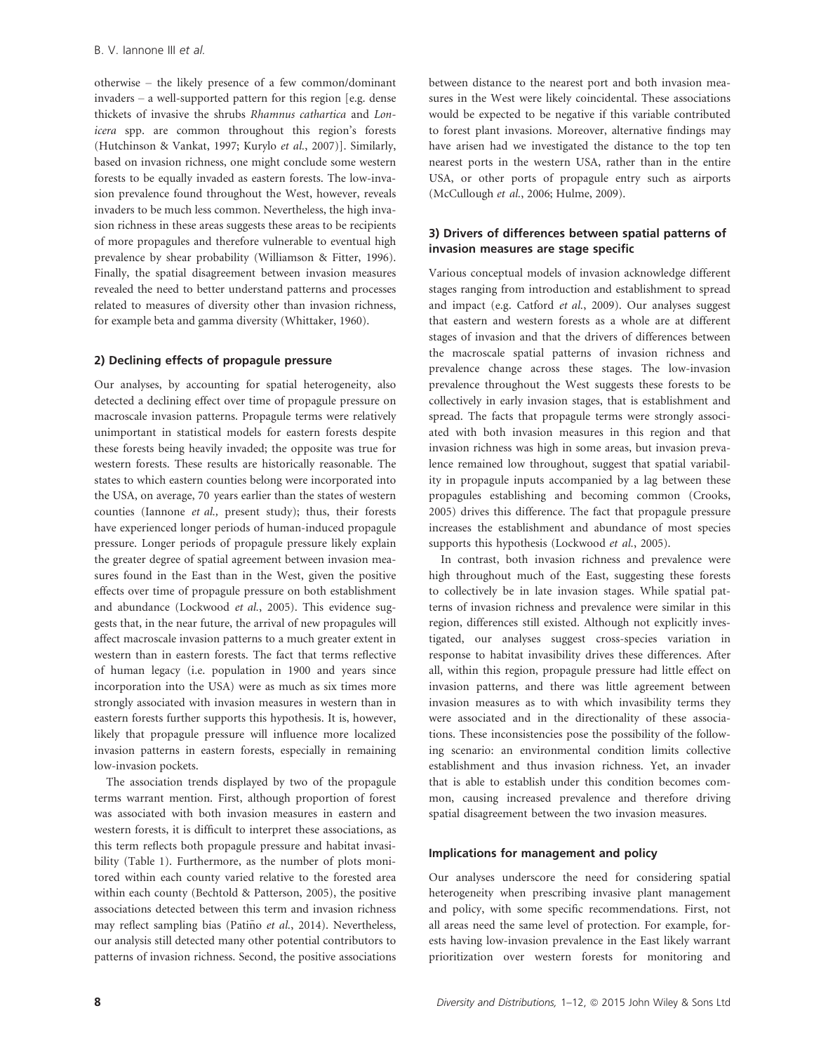otherwise – the likely presence of a few common/dominant invaders – a well-supported pattern for this region [e.g. dense thickets of invasive the shrubs *Rhamnus cathartica* and *Lonicera* spp. are common throughout this region's forests (Hutchinson & Vankat, 1997; Kurylo *et al.*, 2007)]. Similarly, based on invasion richness, one might conclude some western forests to be equally invaded as eastern forests. The low-invasion prevalence found throughout the West, however, reveals invaders to be much less common. Nevertheless, the high invasion richness in these areas suggests these areas to be recipients of more propagules and therefore vulnerable to eventual high prevalence by shear probability (Williamson & Fitter, 1996). Finally, the spatial disagreement between invasion measures revealed the need to better understand patterns and processes related to measures of diversity other than invasion richness, for example beta and gamma diversity (Whittaker, 1960).

### 2) Declining effects of propagule pressure

Our analyses, by accounting for spatial heterogeneity, also detected a declining effect over time of propagule pressure on macroscale invasion patterns. Propagule terms were relatively unimportant in statistical models for eastern forests despite these forests being heavily invaded; the opposite was true for western forests. These results are historically reasonable. The states to which eastern counties belong were incorporated into the USA, on average, 70 years earlier than the states of western counties (Iannone *et al.,* present study); thus, their forests have experienced longer periods of human-induced propagule pressure. Longer periods of propagule pressure likely explain the greater degree of spatial agreement between invasion measures found in the East than in the West, given the positive effects over time of propagule pressure on both establishment and abundance (Lockwood *et al.*, 2005). This evidence suggests that, in the near future, the arrival of new propagules will affect macroscale invasion patterns to a much greater extent in western than in eastern forests. The fact that terms reflective of human legacy (i.e. population in 1900 and years since incorporation into the USA) were as much as six times more strongly associated with invasion measures in western than in eastern forests further supports this hypothesis. It is, however, likely that propagule pressure will influence more localized invasion patterns in eastern forests, especially in remaining low-invasion pockets.

The association trends displayed by two of the propagule terms warrant mention. First, although proportion of forest was associated with both invasion measures in eastern and western forests, it is difficult to interpret these associations, as this term reflects both propagule pressure and habitat invasibility (Table 1). Furthermore, as the number of plots monitored within each county varied relative to the forested area within each county (Bechtold & Patterson, 2005), the positive associations detected between this term and invasion richness may reflect sampling bias (Patiño *et al.*, 2014). Nevertheless, our analysis still detected many other potential contributors to patterns of invasion richness. Second, the positive associations between distance to the nearest port and both invasion measures in the West were likely coincidental. These associations would be expected to be negative if this variable contributed to forest plant invasions. Moreover, alternative findings may have arisen had we investigated the distance to the top ten nearest ports in the western USA, rather than in the entire USA, or other ports of propagule entry such as airports (McCullough *et al.*, 2006; Hulme, 2009).

### 3) Drivers of differences between spatial patterns of invasion measures are stage specific

Various conceptual models of invasion acknowledge different stages ranging from introduction and establishment to spread and impact (e.g. Catford *et al.*, 2009). Our analyses suggest that eastern and western forests as a whole are at different stages of invasion and that the drivers of differences between the macroscale spatial patterns of invasion richness and prevalence change across these stages. The low-invasion prevalence throughout the West suggests these forests to be collectively in early invasion stages, that is establishment and spread. The facts that propagule terms were strongly associated with both invasion measures in this region and that invasion richness was high in some areas, but invasion prevalence remained low throughout, suggest that spatial variability in propagule inputs accompanied by a lag between these propagules establishing and becoming common (Crooks, 2005) drives this difference. The fact that propagule pressure increases the establishment and abundance of most species supports this hypothesis (Lockwood *et al.*, 2005).

In contrast, both invasion richness and prevalence were high throughout much of the East, suggesting these forests to collectively be in late invasion stages. While spatial patterns of invasion richness and prevalence were similar in this region, differences still existed. Although not explicitly investigated, our analyses suggest cross-species variation in response to habitat invasibility drives these differences. After all, within this region, propagule pressure had little effect on invasion patterns, and there was little agreement between invasion measures as to with which invasibility terms they were associated and in the directionality of these associations. These inconsistencies pose the possibility of the following scenario: an environmental condition limits collective establishment and thus invasion richness. Yet, an invader that is able to establish under this condition becomes common, causing increased prevalence and therefore driving spatial disagreement between the two invasion measures.

## Implications for management and policy

Our analyses underscore the need for considering spatial heterogeneity when prescribing invasive plant management and policy, with some specific recommendations. First, not all areas need the same level of protection. For example, forests having low-invasion prevalence in the East likely warrant prioritization over western forests for monitoring and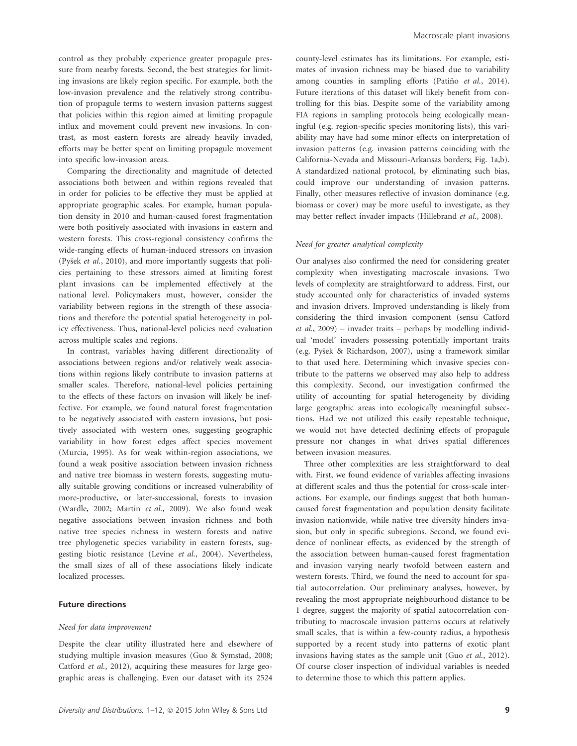control as they probably experience greater propagule pressure from nearby forests. Second, the best strategies for limiting invasions are likely region specific. For example, both the low-invasion prevalence and the relatively strong contribution of propagule terms to western invasion patterns suggest that policies within this region aimed at limiting propagule influx and movement could prevent new invasions. In contrast, as most eastern forests are already heavily invaded, efforts may be better spent on limiting propagule movement into specific low-invasion areas.

Comparing the directionality and magnitude of detected associations both between and within regions revealed that in order for policies to be effective they must be applied at appropriate geographic scales. For example, human population density in 2010 and human-caused forest fragmentation were both positively associated with invasions in eastern and western forests. This cross-regional consistency confirms the wide-ranging effects of human-induced stressors on invasion (Pyšek *et al.*, 2010), and more importantly suggests that policies pertaining to these stressors aimed at limiting forest plant invasions can be implemented effectively at the national level. Policymakers must, however, consider the variability between regions in the strength of these associations and therefore the potential spatial heterogeneity in policy effectiveness. Thus, national-level policies need evaluation across multiple scales and regions.

In contrast, variables having different directionality of associations between regions and/or relatively weak associations within regions likely contribute to invasion patterns at smaller scales. Therefore, national-level policies pertaining to the effects of these factors on invasion will likely be ineffective. For example, we found natural forest fragmentation to be negatively associated with eastern invasions, but positively associated with western ones, suggesting geographic variability in how forest edges affect species movement (Murcia, 1995). As for weak within-region associations, we found a weak positive association between invasion richness and native tree biomass in western forests, suggesting mutually suitable growing conditions or increased vulnerability of more-productive, or later-successional, forests to invasion (Wardle, 2002; Martin *et al.*, 2009). We also found weak negative associations between invasion richness and both native tree species richness in western forests and native tree phylogenetic species variability in eastern forests, suggesting biotic resistance (Levine *et al.*, 2004). Nevertheless, the small sizes of all of these associations likely indicate localized processes.

## Future directions

### *Need for data improvement*

Despite the clear utility illustrated here and elsewhere of studying multiple invasion measures (Guo & Symstad, 2008; Catford *et al.*, 2012), acquiring these measures for large geographic areas is challenging. Even our dataset with its 2524 county-level estimates has its limitations. For example, estimates of invasion richness may be biased due to variability among counties in sampling efforts (Patiño *et al.*, 2014). Future iterations of this dataset will likely benefit from controlling for this bias. Despite some of the variability among FIA regions in sampling protocols being ecologically meaningful (e.g. region-specific species monitoring lists), this variability may have had some minor effects on interpretation of invasion patterns (e.g. invasion patterns coinciding with the California-Nevada and Missouri-Arkansas borders; Fig. 1a,b). A standardized national protocol, by eliminating such bias, could improve our understanding of invasion patterns. Finally, other measures reflective of invasion dominance (e.g. biomass or cover) may be more useful to investigate, as they may better reflect invader impacts (Hillebrand *et al.*, 2008).

### *Need for greater analytical complexity*

Our analyses also confirmed the need for considering greater complexity when investigating macroscale invasions. Two levels of complexity are straightforward to address. First, our study accounted only for characteristics of invaded systems and invasion drivers. Improved understanding is likely from considering the third invasion component (sensu Catford *et al.*, 2009) – invader traits – perhaps by modelling individual 'model' invaders possessing potentially important traits (e.g. Pyšek & Richardson, 2007), using a framework similar to that used here. Determining which invasive species contribute to the patterns we observed may also help to address this complexity. Second, our investigation confirmed the utility of accounting for spatial heterogeneity by dividing large geographic areas into ecologically meaningful subsections. Had we not utilized this easily repeatable technique, we would not have detected declining effects of propagule pressure nor changes in what drives spatial differences between invasion measures.

Three other complexities are less straightforward to deal with. First, we found evidence of variables affecting invasions at different scales and thus the potential for cross-scale interactions. For example, our findings suggest that both human-caused forest fragmentation and population density facilitate invasion nationwide, while native tree diversity hinders invasion, but only in specific subregions. Second, we found evidence of nonlinear effects, as evidenced by the strength of the association between human-caused forest fragmentation and invasion varying nearly twofold between eastern and western forests. Third, we found the need to account for spatial autocorrelation. Our preliminary analyses, however, by revealing the most appropriate neighbourhood distance to be 1 degree, suggest the majority of spatial autocorrelation contributing to macroscale invasion patterns occurs at relatively small scales, that is within a few-county radius, a hypothesis supported by a recent study into patterns of exotic plant invasions having states as the sample unit (Guo *et al.*, 2012). Of course closer inspection of individual variables is needed to determine those to which this pattern applies.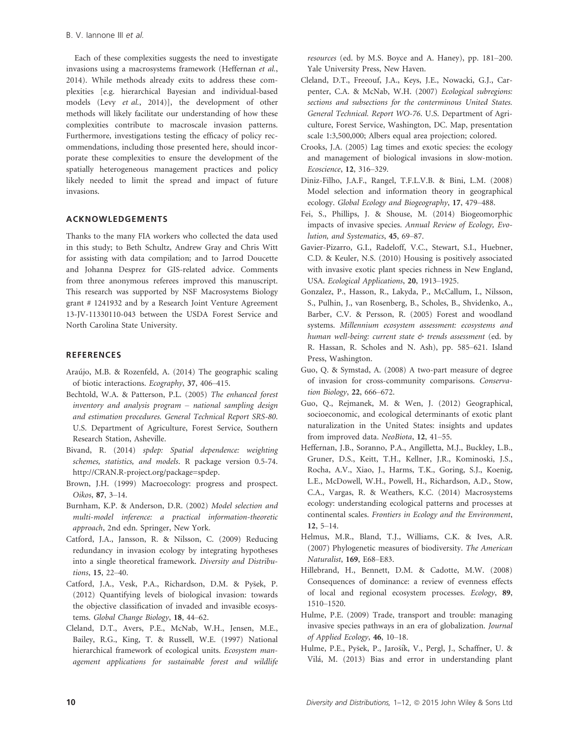Each of these complexities suggests the need to investigate invasions using a macrosystems framework (Heffernan *et al.*, 2014). While methods already exits to address these complexities [e.g. hierarchical Bayesian and individual-based models (Levy *et al.*, 2014)], the development of other methods will likely facilitate our understanding of how these complexities contribute to macroscale invasion patterns. Furthermore, investigations testing the efficacy of policy recommendations, including those presented here, should incorporate these complexities to ensure the development of the spatially heterogeneous management practices and policy likely needed to limit the spread and impact of future invasions.

## ACKNOWLEDGEMENTS

Thanks to the many FIA workers who collected the data used in this study; to Beth Schultz, Andrew Gray and Chris Witt for assisting with data compilation; and to Jarrod Doucette and Johanna Desprez for GIS-related advice. Comments from three anonymous referees improved this manuscript. This research was supported by NSF Macrosystems Biology grant # 1241932 and by a Research Joint Venture Agreement 13-JV-11330110-043 between the USDA Forest Service and North Carolina State University.

## REFERENCES

Araújo, M.B. & Rozenfeld, A. (2014) The geographic scaling of biotic interactions. *Ecography*, **37**, 406–415.

Bechtold, W.A. & Patterson, P.L. (2005) *The enhanced forest inventory and analysis program – national sampling design and estimation procedures. General Technical Report SRS-80*. U.S. Department of Agriculture, Forest Service, Southern Research Station, Asheville.

Bivand, R. (2014) *spdep: Spatial dependence: weighting schemes, statistics, and models*. R package version 0.5-74. http://CRAN.R-project.org/package=spdep.

Brown, J.H. (1999) Macroecology: progress and prospect. *Oikos*, **87**, 3–14.

Burnham, K.P. & Anderson, D.R. (2002) *Model selection and multi-model inference: a practical information-theoretic approach*, 2nd edn. Springer, New York.

Catford, J.A., Jansson, R. & Nilsson, C. (2009) Reducing redundancy in invasion ecology by integrating hypotheses into a single theoretical framework. *Diversity and Distributions*, **15**, 22–40.

Catford, J.A., Vesk, P.A., Richardson, D.M. & Pyšek, P. (2012) Quantifying levels of biological invasion: towards the objective classification of invaded and invasible ecosystems. *Global Change Biology*, **18**, 44–62.

Cleland, D.T., Avers, P.E., McNab, W.H., Jensen, M.E., Bailey, R.G., King, T. & Russell, W.E. (1997) National hierarchical framework of ecological units. *Ecosystem management applications for sustainable forest and wildlife resources* (ed. by M.S. Boyce and A. Haney), pp. 181–200. Yale University Press, New Haven.

Cleland, D.T., Freeouf, J.A., Keys, J.E., Nowacki, G.J., Carpenter, C.A. & McNab, W.H. (2007) *Ecological subregions: sections and subsections for the conterminous United States. General Technical. Report WO-76*. U.S. Department of Agriculture, Forest Service, Washington, DC. Map, presentation scale 1:3,500,000; Albers equal area projection; colored.

Crooks, J.A. (2005) Lag times and exotic species: the ecology and management of biological invasions in slow-motion. *Ecoscience*, **12**, 316–329.

Diniz-Filho, J.A.F., Rangel, T.F.L.V.B. & Bini, L.M. (2008) Model selection and information theory in geographical ecology. *Global Ecology and Biogeography*, **17**, 479–488.

Fei, S., Phillips, J. & Shouse, M. (2014) Biogeomorphic impacts of invasive species. *Annual Review of Ecology, Evolution, and Systematics*, **45**, 69–87.

Gavier-Pizarro, G.I., Radeloff, V.C., Stewart, S.I., Huebner, C.D. & Keuler, N.S. (2010) Housing is positively associated with invasive exotic plant species richness in New England, USA. *Ecological Applications*, **20**, 1913–1925.

Gonzalez, P., Hasson, R., Lakyda, P., McCallum, I., Nilsson, S., Pulhin, J., van Rosenberg, B., Scholes, B., Shvidenko, A., Barber, C.V. & Persson, R. (2005) Forest and woodland systems. *Millennium ecosystem assessment: ecosystems and human well-being: current state & trends assessment* (ed. by R. Hassan, R. Scholes and N. Ash), pp. 585–621. Island Press, Washington.

Guo, Q. & Symstad, A. (2008) A two-part measure of degree of invasion for cross-community comparisons. *Conservation Biology*, **22**, 666–672.

Guo, Q., Rejmanek, M. & Wen, J. (2012) Geographical, socioeconomic, and ecological determinants of exotic plant naturalization in the United States: insights and updates from improved data. *NeoBiota*, **12**, 41–55.

Heffernan, J.B., Soranno, P.A., Angilletta, M.J., Buckley, L.B., Gruner, D.S., Keitt, T.H., Kellner, J.R., Kominoski, J.S., Rocha, A.V., Xiao, J., Harms, T.K., Goring, S.J., Koenig, L.E., McDowell, W.H., Powell, H., Richardson, A.D., Stow, C.A., Vargas, R. & Weathers, K.C. (2014) Macrosystems ecology: understanding ecological patterns and processes at continental scales. *Frontiers in Ecology and the Environment*, **12**, 5–14.

Helmus, M.R., Bland, T.J., Williams, C.K. & Ives, A.R. (2007) Phylogenetic measures of biodiversity. *The American Naturalist*, **169**, E68–E83.

Hillebrand, H., Bennett, D.M. & Cadotte, M.W. (2008) Consequences of dominance: a review of evenness effects of local and regional ecosystem processes. *Ecology*, **89**, 1510–1520.

Hulme, P.E. (2009) Trade, transport and trouble: managing invasive species pathways in an era of globalization. *Journal of Applied Ecology*, **46**, 10–18.

Hulme, P.E., Pyšek, P., Jarošík, V., Pergl, J., Schaffner, U. & Vilá, M. (2013) Bias and error in understanding plant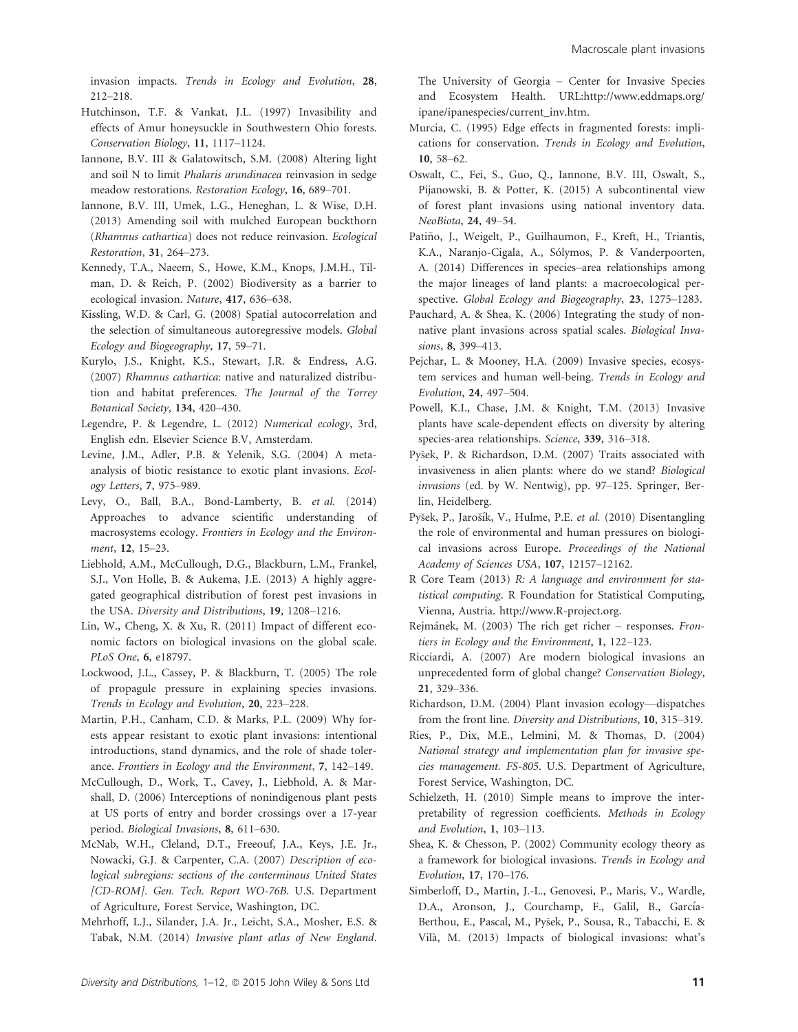invasion impacts. *Trends in Ecology and Evolution*, **28**, 212–218.

Hutchinson, T.F. & Vankat, J.L. (1997) Invasibility and effects of Amur honeysuckle in Southwestern Ohio forests. *Conservation Biology*, **11**, 1117–1124.

Iannone, B.V. III & Galatowitsch, S.M. (2008) Altering light and soil N to limit *Phalaris arundinacea* reinvasion in sedge meadow restorations. *Restoration Ecology*, **16**, 689–701.

Iannone, B.V. III, Umek, L.G., Heneghan, L. & Wise, D.H. (2013) Amending soil with mulched European buckthorn (*Rhamnus cathartica*) does not reduce reinvasion. *Ecological Restoration*, **31**, 264–273.

Kennedy, T.A., Naeem, S., Howe, K.M., Knops, J.M.H., Tilman, D. & Reich, P. (2002) Biodiversity as a barrier to ecological invasion. *Nature*, **417**, 636–638.

Kissling, W.D. & Carl, G. (2008) Spatial autocorrelation and the selection of simultaneous autoregressive models. *Global Ecology and Biogeography*, **17**, 59–71.

Kurylo, J.S., Knight, K.S., Stewart, J.R. & Endress, A.G. (2007) *Rhamnus cathartica*: native and naturalized distribution and habitat preferences. *The Journal of the Torrey Botanical Society*, **134**, 420–430.

Legendre, P. & Legendre, L. (2012) *Numerical ecology*, 3rd, English edn. Elsevier Science B.V, Amsterdam.

Levine, J.M., Adler, P.B. & Yelenik, S.G. (2004) A meta-analysis of biotic resistance to exotic plant invasions. *Ecology Letters*, **7**, 975–989.

Levy, O., Ball, B.A., Bond-Lamberty, B. *et al.* (2014) Approaches to advance scientific understanding of macrosystems ecology. *Frontiers in Ecology and the Environment*, **12**, 15–23.

Liebhold, A.M., McCullough, D.G., Blackburn, L.M., Frankel, S.J., Von Holle, B. & Aukema, J.E. (2013) A highly aggregated geographical distribution of forest pest invasions in the USA. *Diversity and Distributions*, **19**, 1208–1216.

Lin, W., Cheng, X. & Xu, R. (2011) Impact of different economic factors on biological invasions on the global scale. *PLoS One*, **6**, e18797.

Lockwood, J.L., Cassey, P. & Blackburn, T. (2005) The role of propagule pressure in explaining species invasions. *Trends in Ecology and Evolution*, **20**, 223–228.

Martin, P.H., Canham, C.D. & Marks, P.L. (2009) Why forests appear resistant to exotic plant invasions: intentional introductions, stand dynamics, and the role of shade tolerance. *Frontiers in Ecology and the Environment*, **7**, 142–149.

McCullough, D., Work, T., Cavey, J., Liebhold, A. & Marshall, D. (2006) Interceptions of nonindigenous plant pests at US ports of entry and border crossings over a 17-year period. *Biological Invasions*, **8**, 611–630.

McNab, W.H., Cleland, D.T., Freeouf, J.A., Keys, J.E. Jr., Nowacki, G.J. & Carpenter, C.A. (2007) *Description of ecological subregions: sections of the conterminous United States [CD-ROM]. Gen. Tech. Report WO-76B*. U.S. Department of Agriculture, Forest Service, Washington, DC.

Mehrhoff, L.J., Silander, J.A. Jr., Leicht, S.A., Mosher, E.S. & Tabak, N.M. (2014) *Invasive plant atlas of New England*. The University of Georgia – Center for Invasive Species and Ecosystem Health. URL:http://www.eddmaps.org/ipane/ipanespecies/current_inv.htm.

Murcia, C. (1995) Edge effects in fragmented forests: implications for conservation. *Trends in Ecology and Evolution*, **10**, 58–62.

Oswalt, C., Fei, S., Guo, Q., Iannone, B.V. III, Oswalt, S., Pijanowski, B. & Potter, K. (2015) A subcontinental view of forest plant invasions using national inventory data. *NeoBiota*, **24**, 49–54.

Patiño, J., Weigelt, P., Guilhaumon, F., Kreft, H., Triantis, K.A., Naranjo-Cigala, A., Sólymos, P. & Vanderpoorten, A. (2014) Differences in species–area relationships among the major lineages of land plants: a macroecological perspective. *Global Ecology and Biogeography*, **23**, 1275–1283.

Pauchard, A. & Shea, K. (2006) Integrating the study of non-native plant invasions across spatial scales. *Biological Invasions*, **8**, 399–413.

Pejchar, L. & Mooney, H.A. (2009) Invasive species, ecosystem services and human well-being. *Trends in Ecology and Evolution*, **24**, 497–504.

Powell, K.I., Chase, J.M. & Knight, T.M. (2013) Invasive plants have scale-dependent effects on diversity by altering species-area relationships. *Science*, **339**, 316–318.

Pyšek, P. & Richardson, D.M. (2007) Traits associated with invasiveness in alien plants: where do we stand? *Biological invasions* (ed. by W. Nentwig), pp. 97–125. Springer, Berlin, Heidelberg.

Pyšek, P., Jarošík, V., Hulme, P.E. *et al.* (2010) Disentangling the role of environmental and human pressures on biological invasions across Europe. *Proceedings of the National Academy of Sciences USA*, **107**, 12157–12162.

R Core Team (2013) *R: A language and environment for statistical computing*. R Foundation for Statistical Computing, Vienna, Austria. http://www.R-project.org.

Rejmánek, M. (2003) The rich get richer – responses. *Frontiers in Ecology and the Environment*, **1**, 122–123.

Ricciardi, A. (2007) Are modern biological invasions an unprecedented form of global change? *Conservation Biology*, **21**, 329–336.

Richardson, D.M. (2004) Plant invasion ecology—dispatches from the front line. *Diversity and Distributions*, **10**, 315–319.

Ries, P., Dix, M.E., Lelmini, M. & Thomas, D. (2004) *National strategy and implementation plan for invasive species management. FS-805*. U.S. Department of Agriculture, Forest Service, Washington, DC.

Schielzeth, H. (2010) Simple means to improve the interpretability of regression coefficients. *Methods in Ecology and Evolution*, **1**, 103–113.

Shea, K. & Chesson, P. (2002) Community ecology theory as a framework for biological invasions. *Trends in Ecology and Evolution*, **17**, 170–176.

Simberloff, D., Martin, J.-L., Genovesi, P., Maris, V., Wardle, D.A., Aronson, J., Courchamp, F., Galil, B., García-Berthou, E., Pascal, M., Pyšek, P., Sousa, R., Tabacchi, E. & Vilà, M. (2013) Impacts of biological invasions: what's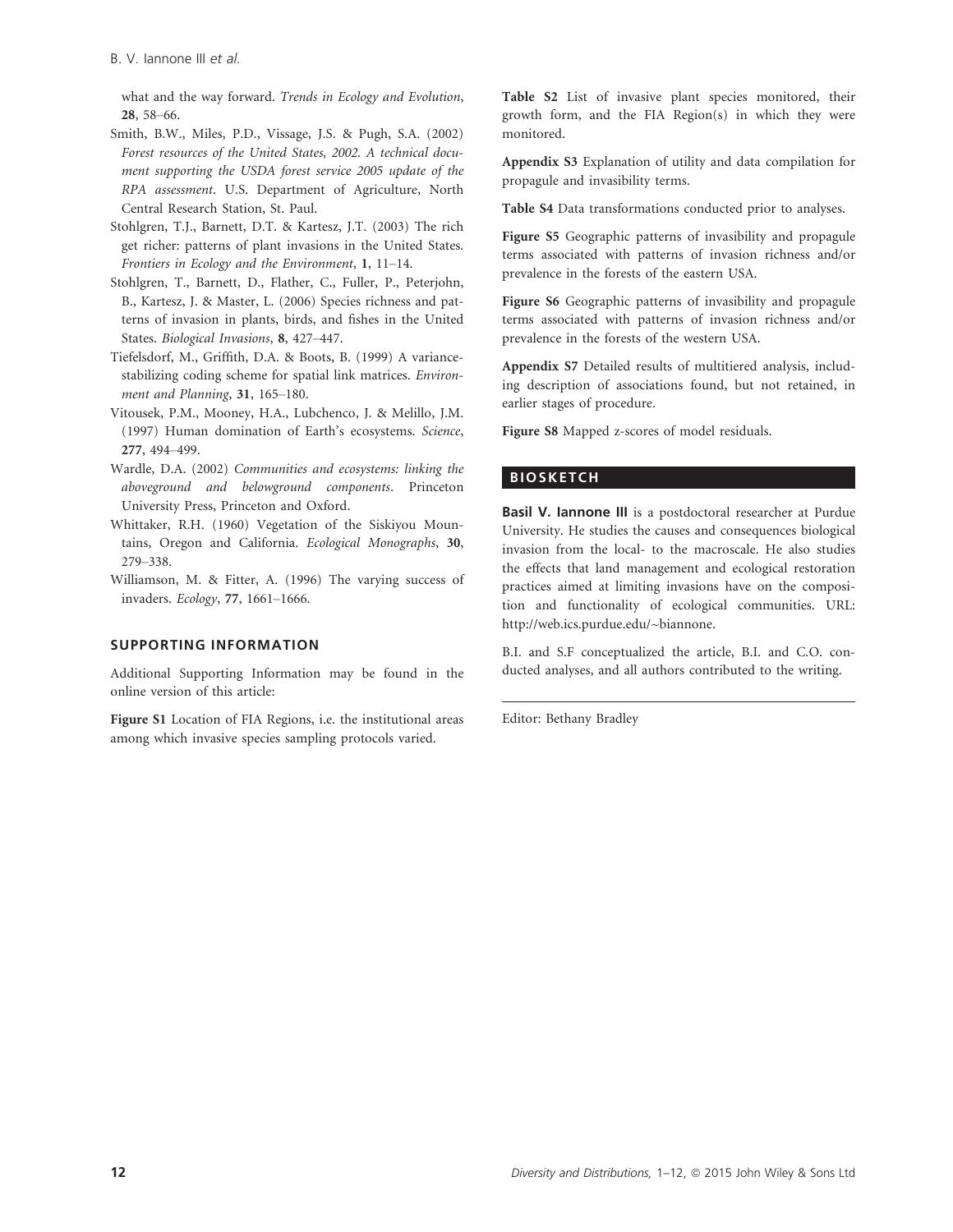what and the way forward. *Trends in Ecology and Evolution*, **28**, 58–66.

Smith, B.W., Miles, P.D., Vissage, J.S. & Pugh, S.A. (2002) *Forest resources of the United States, 2002. A technical document supporting the USDA forest service 2005 update of the RPA assessment*. U.S. Department of Agriculture, North Central Research Station, St. Paul.

Stohlgren, T.J., Barnett, D.T. & Kartesz, J.T. (2003) The rich get richer: patterns of plant invasions in the United States. *Frontiers in Ecology and the Environment*, **1**, 11–14.

Stohlgren, T., Barnett, D., Flather, C., Fuller, P., Peterjohn, B., Kartesz, J. & Master, L. (2006) Species richness and patterns of invasion in plants, birds, and fishes in the United States. *Biological Invasions*, **8**, 427–447.

Tiefelsdorf, M., Griffith, D.A. & Boots, B. (1999) A variance-stabilizing coding scheme for spatial link matrices. *Environment and Planning*, **31**, 165–180.

Vitousek, P.M., Mooney, H.A., Lubchenco, J. & Melillo, J.M. (1997) Human domination of Earth's ecosystems. *Science*, **277**, 494–499.

Wardle, D.A. (2002) *Communities and ecosystems: linking the aboveground and belowground components*. Princeton University Press, Princeton and Oxford.

Whittaker, R.H. (1960) Vegetation of the Siskiyou Mountains, Oregon and California. *Ecological Monographs*, **30**, 279–338.

Williamson, M. & Fitter, A. (1996) The varying success of invaders. *Ecology*, **77**, 1661–1666.

## SUPPORTING INFORMATION

Additional Supporting Information may be found in the online version of this article:

**Figure S1** Location of FIA Regions, i.e. the institutional areas among which invasive species sampling protocols varied.

**Table S2** List of invasive plant species monitored, their growth form, and the FIA Region(s) in which they were monitored.

**Appendix S3** Explanation of utility and data compilation for propagule and invasibility terms.

**Table S4** Data transformations conducted prior to analyses.

**Figure S5** Geographic patterns of invasibility and propagule terms associated with patterns of invasion richness and/or prevalence in the forests of the eastern USA.

**Figure S6** Geographic patterns of invasibility and propagule terms associated with patterns of invasion richness and/or prevalence in the forests of the western USA.

**Appendix S7** Detailed results of multitiered analysis, including description of associations found, but not retained, in earlier stages of procedure.

**Figure S8** Mapped z-scores of model residuals.

## BIOSKETCH

**Basil V. Iannone III** is a postdoctoral researcher at Purdue University. He studies the causes and consequences biological invasion from the local- to the macroscale. He also studies the effects that land management and ecological restoration practices aimed at limiting invasions have on the composition and functionality of ecological communities. URL: http://web.ics.purdue.edu/~biannone.

B.I. and S.F conceptualized the article, B.I. and C.O. conducted analyses, and all authors contributed to the writing.

Editor: Bethany Bradley